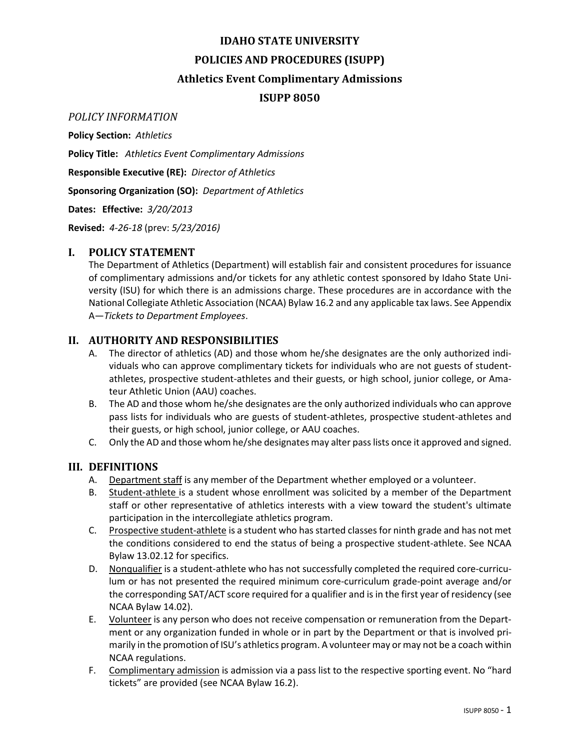# IDAHO STATE UNIVERSITY

# POLICIES AND PROCEDURES (ISUPP)

# Athletics Event Complimentary Admissions

# ISUPP 8050

*POLICY INFORMATION*

**Policy Section:** *Athletics*

**Policy Title:** *Athletics Event Complimentary Admissions*

**Responsible Executive (RE):** *Director of Athletics*

**Sponsoring Organization (SO):** *Department of Athletics*

**Dates: Effective:** *3/20/2013*

**Revised:** *4-26-18* (prev: *5/23/2016)*

## I. POLICY STATEMENT

The Department of Athletics (Department) will establish fair and consistent procedures for issuance of complimentary admissions and/or tickets for any athletic contest sponsored by Idaho State University (ISU) for which there is an admissions charge. These procedures are in accordance with the National Collegiate Athletic Association (NCAA) Bylaw 16.2 and any applicable tax laws. See Appendix A—*Tickets to Department Employees*.

## II. AUTHORITY AND RESPONSIBILITIES

A. The director of athletics (AD) and those whom he/she designates are the only authorized individuals who can approve complimentary tickets for individuals who are not guests of student-athletes, prospective student-athletes and their guests, or high school, junior college, or Amateur Athletic Union (AAU) coaches.

B. The AD and those whom he/she designates are the only authorized individuals who can approve pass lists for individuals who are guests of student-athletes, prospective student-athletes and their guests, or high school, junior college, or AAU coaches.

C. Only the AD and those whom he/she designates may alter pass lists once it approved and signed.

## III. DEFINITIONS

A. Department staff is any member of the Department whether employed or a volunteer.

B. Student-athlete is a student whose enrollment was solicited by a member of the Department staff or other representative of athletics interests with a view toward the student's ultimate participation in the intercollegiate athletics program.

C. Prospective student-athlete is a student who has started classes for ninth grade and has not met the conditions considered to end the status of being a prospective student-athlete. See NCAA Bylaw 13.02.12 for specifics.

D. Nonqualifier is a student-athlete who has not successfully completed the required core-curriculum or has not presented the required minimum core-curriculum grade-point average and/or the corresponding SAT/ACT score required for a qualifier and is in the first year of residency (see NCAA Bylaw 14.02).

E. Volunteer is any person who does not receive compensation or remuneration from the Department or any organization funded in whole or in part by the Department or that is involved primarily in the promotion of ISU's athletics program. A volunteer may or may not be a coach within NCAA regulations.

F. Complimentary admission is admission via a pass list to the respective sporting event. No "hard tickets" are provided (see NCAA Bylaw 16.2).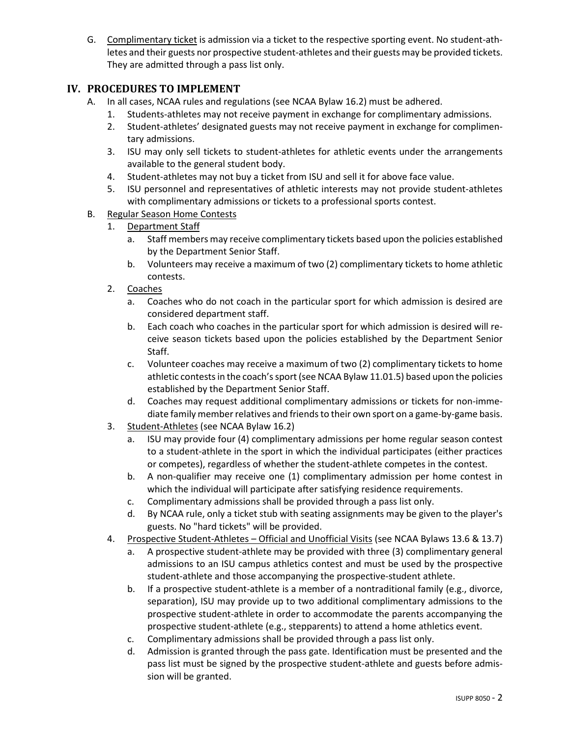G. Complimentary ticket is admission via a ticket to the respective sporting event. No student-athletes and their guests nor prospective student-athletes and their guests may be provided tickets. They are admitted through a pass list only.

## IV. PROCEDURES TO IMPLEMENT

A. In all cases, NCAA rules and regulations (see NCAA Bylaw 16.2) must be adhered.
   1. Students-athletes may not receive payment in exchange for complimentary admissions.
   2. Student-athletes' designated guests may not receive payment in exchange for complimentary admissions.
   3. ISU may only sell tickets to student-athletes for athletic events under the arrangements available to the general student body.
   4. Student-athletes may not buy a ticket from ISU and sell it for above face value.
   5. ISU personnel and representatives of athletic interests may not provide student-athletes with complimentary admissions or tickets to a professional sports contest.

B. Regular Season Home Contests
   1. Department Staff
      a. Staff members may receive complimentary tickets based upon the policies established by the Department Senior Staff.
      b. Volunteers may receive a maximum of two (2) complimentary tickets to home athletic contests.
   2. Coaches
      a. Coaches who do not coach in the particular sport for which admission is desired are considered department staff.
      b. Each coach who coaches in the particular sport for which admission is desired will receive season tickets based upon the policies established by the Department Senior Staff.
      c. Volunteer coaches may receive a maximum of two (2) complimentary tickets to home athletic contests in the coach's sport (see NCAA Bylaw 11.01.5) based upon the policies established by the Department Senior Staff.
      d. Coaches may request additional complimentary admissions or tickets for non-immediate family member relatives and friends to their own sport on a game-by-game basis.
   3. Student-Athletes (see NCAA Bylaw 16.2)
      a. ISU may provide four (4) complimentary admissions per home regular season contest to a student-athlete in the sport in which the individual participates (either practices or competes), regardless of whether the student-athlete competes in the contest.
      b. A non-qualifier may receive one (1) complimentary admission per home contest in which the individual will participate after satisfying residence requirements.
      c. Complimentary admissions shall be provided through a pass list only.
      d. By NCAA rule, only a ticket stub with seating assignments may be given to the player's guests. No "hard tickets" will be provided.
   4. Prospective Student-Athletes – Official and Unofficial Visits (see NCAA Bylaws 13.6 & 13.7)
      a. A prospective student-athlete may be provided with three (3) complimentary general admissions to an ISU campus athletics contest and must be used by the prospective student-athlete and those accompanying the prospective-student athlete.
      b. If a prospective student-athlete is a member of a nontraditional family (e.g., divorce, separation), ISU may provide up to two additional complimentary admissions to the prospective student-athlete in order to accommodate the parents accompanying the prospective student-athlete (e.g., stepparents) to attend a home athletics event.
      c. Complimentary admissions shall be provided through a pass list only.
      d. Admission is granted through the pass gate. Identification must be presented and the pass list must be signed by the prospective student-athlete and guests before admission will be granted.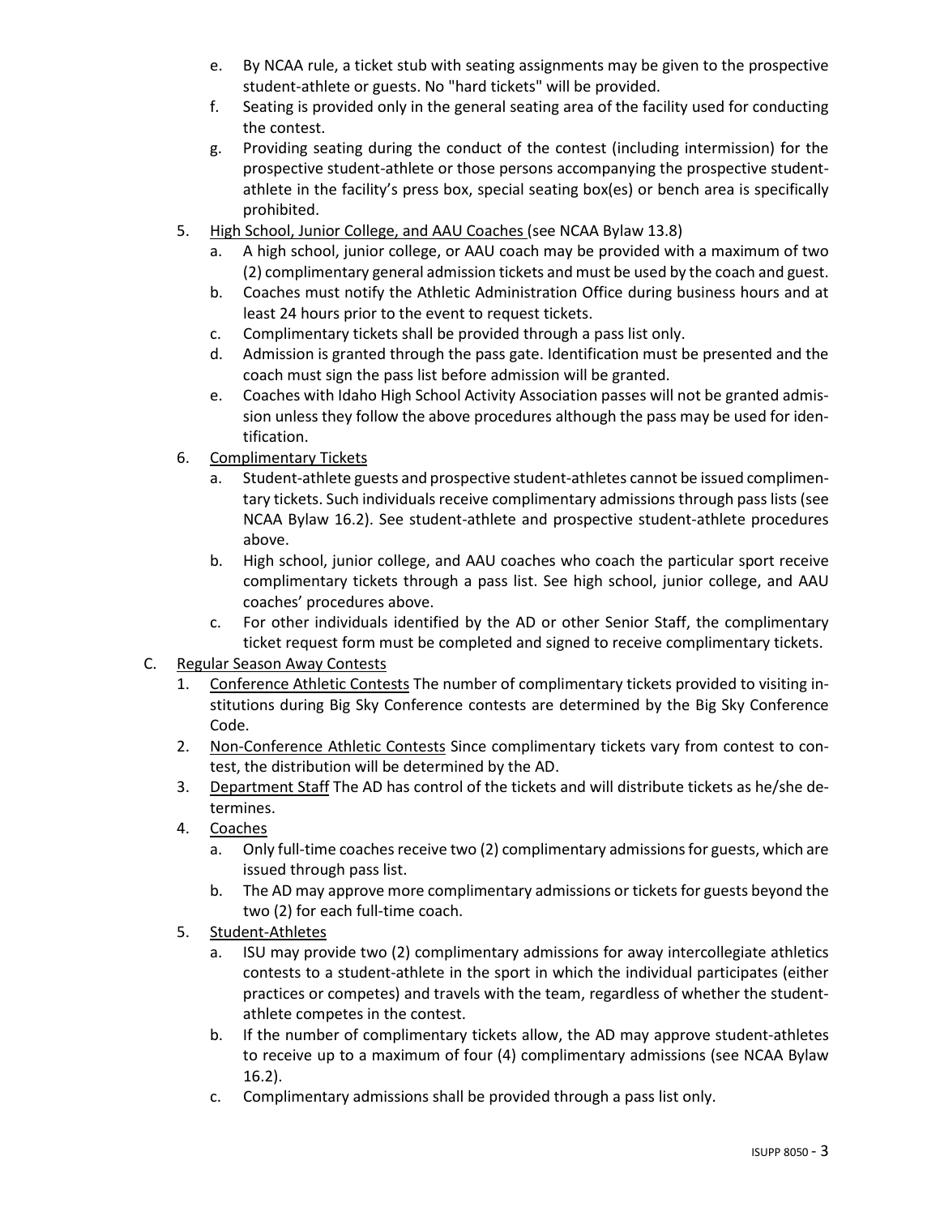e. By NCAA rule, a ticket stub with seating assignments may be given to the prospective student-athlete or guests. No "hard tickets" will be provided.
   f. Seating is provided only in the general seating area of the facility used for conducting the contest.
   g. Providing seating during the conduct of the contest (including intermission) for the prospective student-athlete or those persons accompanying the prospective student-athlete in the facility's press box, special seating box(es) or bench area is specifically prohibited.

5. <u>High School, Junior College, and AAU Coaches</u> (see NCAA Bylaw 13.8)
   a. A high school, junior college, or AAU coach may be provided with a maximum of two (2) complimentary general admission tickets and must be used by the coach and guest.
   b. Coaches must notify the Athletic Administration Office during business hours and at least 24 hours prior to the event to request tickets.
   c. Complimentary tickets shall be provided through a pass list only.
   d. Admission is granted through the pass gate. Identification must be presented and the coach must sign the pass list before admission will be granted.
   e. Coaches with Idaho High School Activity Association passes will not be granted admission unless they follow the above procedures although the pass may be used for identification.

6. <u>Complimentary Tickets</u>
   a. Student-athlete guests and prospective student-athletes cannot be issued complimentary tickets. Such individuals receive complimentary admissions through pass lists (see NCAA Bylaw 16.2). See student-athlete and prospective student-athlete procedures above.
   b. High school, junior college, and AAU coaches who coach the particular sport receive complimentary tickets through a pass list. See high school, junior college, and AAU coaches' procedures above.
   c. For other individuals identified by the AD or other Senior Staff, the complimentary ticket request form must be completed and signed to receive complimentary tickets.

C. <u>Regular Season Away Contests</u>

1. <u>Conference Athletic Contests</u> The number of complimentary tickets provided to visiting institutions during Big Sky Conference contests are determined by the Big Sky Conference Code.
2. <u>Non-Conference Athletic Contests</u> Since complimentary tickets vary from contest to contest, the distribution will be determined by the AD.
3. <u>Department Staff</u> The AD has control of the tickets and will distribute tickets as he/she determines.
4. <u>Coaches</u>
   a. Only full-time coaches receive two (2) complimentary admissions for guests, which are issued through pass list.
   b. The AD may approve more complimentary admissions or tickets for guests beyond the two (2) for each full-time coach.
5. <u>Student-Athletes</u>
   a. ISU may provide two (2) complimentary admissions for away intercollegiate athletics contests to a student-athlete in the sport in which the individual participates (either practices or competes) and travels with the team, regardless of whether the student-athlete competes in the contest.
   b. If the number of complimentary tickets allow, the AD may approve student-athletes to receive up to a maximum of four (4) complimentary admissions (see NCAA Bylaw 16.2).
   c. Complimentary admissions shall be provided through a pass list only.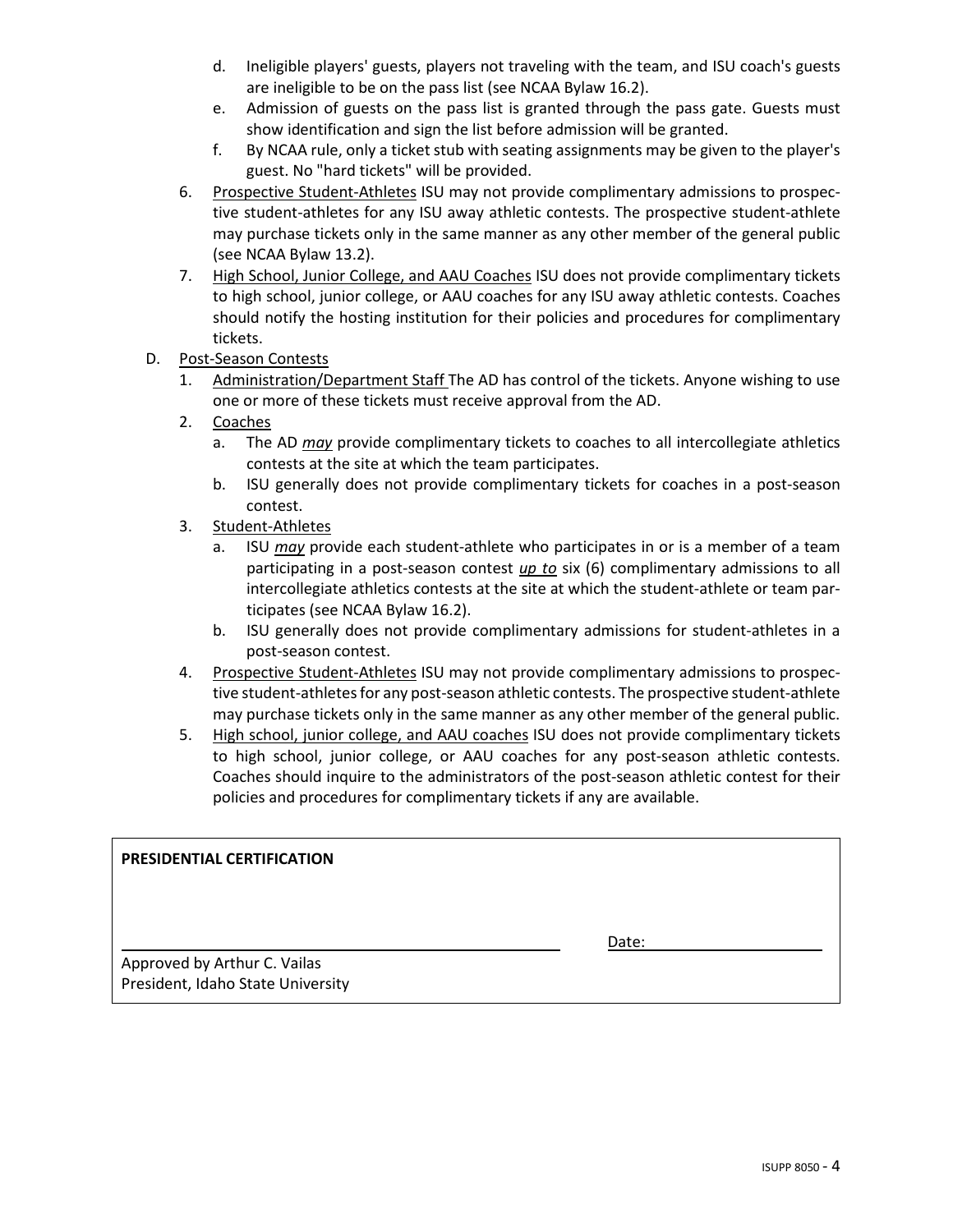d. Ineligible players' guests, players not traveling with the team, and ISU coach's guests are ineligible to be on the pass list (see NCAA Bylaw 16.2).
   e. Admission of guests on the pass list is granted through the pass gate. Guests must show identification and sign the list before admission will be granted.
   f. By NCAA rule, only a ticket stub with seating assignments may be given to the player's guest. No "hard tickets" will be provided.

6. Prospective Student-Athletes ISU may not provide complimentary admissions to prospective student-athletes for any ISU away athletic contests. The prospective student-athlete may purchase tickets only in the same manner as any other member of the general public (see NCAA Bylaw 13.2).
7. High School, Junior College, and AAU Coaches ISU does not provide complimentary tickets to high school, junior college, or AAU coaches for any ISU away athletic contests. Coaches should notify the hosting institution for their policies and procedures for complimentary tickets.

D. Post-Season Contests

1. Administration/Department Staff The AD has control of the tickets. Anyone wishing to use one or more of these tickets must receive approval from the AD.
2. Coaches
   a. The AD ***may*** provide complimentary tickets to coaches to all intercollegiate athletics contests at the site at which the team participates.
   b. ISU generally does not provide complimentary tickets for coaches in a post-season contest.
3. Student-Athletes
   a. ISU ***may*** provide each student-athlete who participates in or is a member of a team participating in a post-season contest ***up to*** six (6) complimentary admissions to all intercollegiate athletics contests at the site at which the student-athlete or team participates (see NCAA Bylaw 16.2).
   b. ISU generally does not provide complimentary admissions for student-athletes in a post-season contest.
4. Prospective Student-Athletes ISU may not provide complimentary admissions to prospective student-athletes for any post-season athletic contests. The prospective student-athlete may purchase tickets only in the same manner as any other member of the general public.
5. High school, junior college, and AAU coaches ISU does not provide complimentary tickets to high school, junior college, or AAU coaches for any post-season athletic contests. Coaches should inquire to the administrators of the post-season athletic contest for their policies and procedures for complimentary tickets if any are available.

**PRESIDENTIAL CERTIFICATION**

______________________________ Date: ______________

Approved by Arthur C. Vailas
President, Idaho State University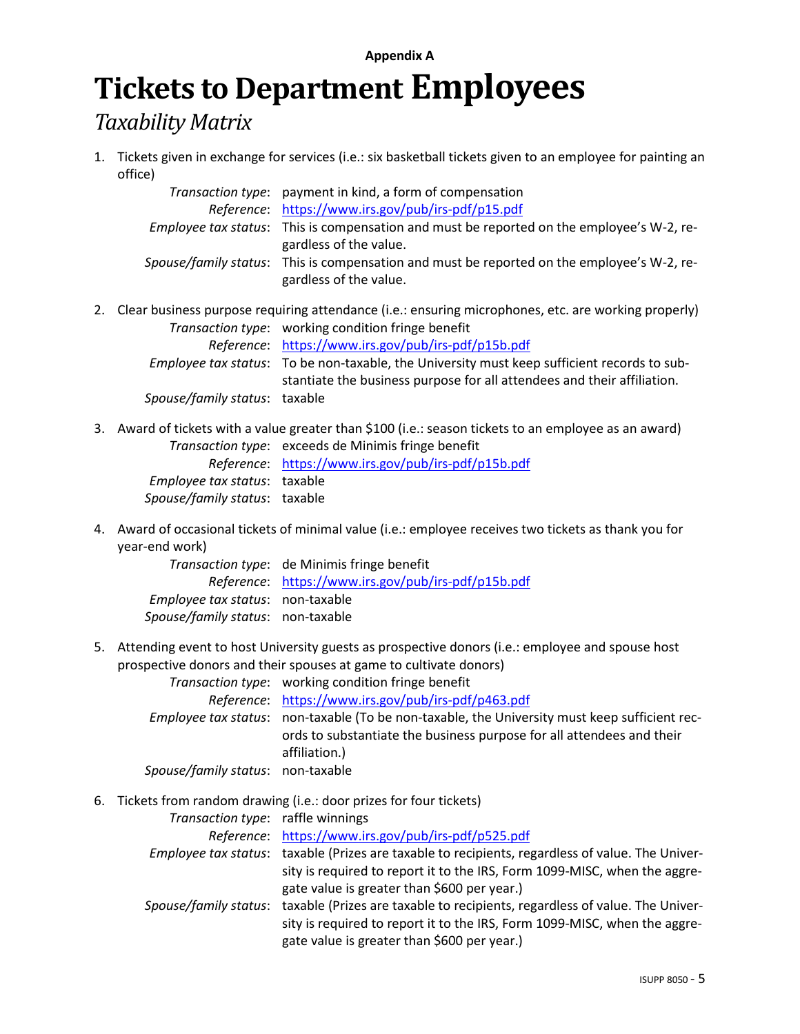**Appendix A**

# Tickets to Department Employees

## *Taxability Matrix*

1. Tickets given in exchange for services (i.e.: six basketball tickets given to an employee for painting an office)

   *Transaction type*: payment in kind, a form of compensation
   *Reference*: https://www.irs.gov/pub/irs-pdf/p15.pdf
   *Employee tax status*: This is compensation and must be reported on the employee's W-2, regardless of the value.
   *Spouse/family status*: This is compensation and must be reported on the employee's W-2, regardless of the value.

2. Clear business purpose requiring attendance (i.e.: ensuring microphones, etc. are working properly)

   *Transaction type*: working condition fringe benefit
   *Reference*: https://www.irs.gov/pub/irs-pdf/p15b.pdf
   *Employee tax status*: To be non-taxable, the University must keep sufficient records to substantiate the business purpose for all attendees and their affiliation.
   *Spouse/family status*: taxable

3. Award of tickets with a value greater than $100 (i.e.: season tickets to an employee as an award)

   *Transaction type*: exceeds de Minimis fringe benefit
   *Reference*: https://www.irs.gov/pub/irs-pdf/p15b.pdf
   *Employee tax status*: taxable
   *Spouse/family status*: taxable

4. Award of occasional tickets of minimal value (i.e.: employee receives two tickets as thank you for year-end work)

   *Transaction type*: de Minimis fringe benefit
   *Reference*: https://www.irs.gov/pub/irs-pdf/p15b.pdf
   *Employee tax status*: non-taxable
   *Spouse/family status*: non-taxable

5. Attending event to host University guests as prospective donors (i.e.: employee and spouse host prospective donors and their spouses at game to cultivate donors)

   *Transaction type*: working condition fringe benefit
   *Reference*: https://www.irs.gov/pub/irs-pdf/p463.pdf
   *Employee tax status*: non-taxable (To be non-taxable, the University must keep sufficient records to substantiate the business purpose for all attendees and their affiliation.)
   *Spouse/family status*: non-taxable

6. Tickets from random drawing (i.e.: door prizes for four tickets)

   *Transaction type*: raffle winnings
   *Reference*: https://www.irs.gov/pub/irs-pdf/p525.pdf
   *Employee tax status*: taxable (Prizes are taxable to recipients, regardless of value. The University is required to report it to the IRS, Form 1099-MISC, when the aggregate value is greater than $600 per year.)
   *Spouse/family status*: taxable (Prizes are taxable to recipients, regardless of value. The University is required to report it to the IRS, Form 1099-MISC, when the aggregate value is greater than $600 per year.)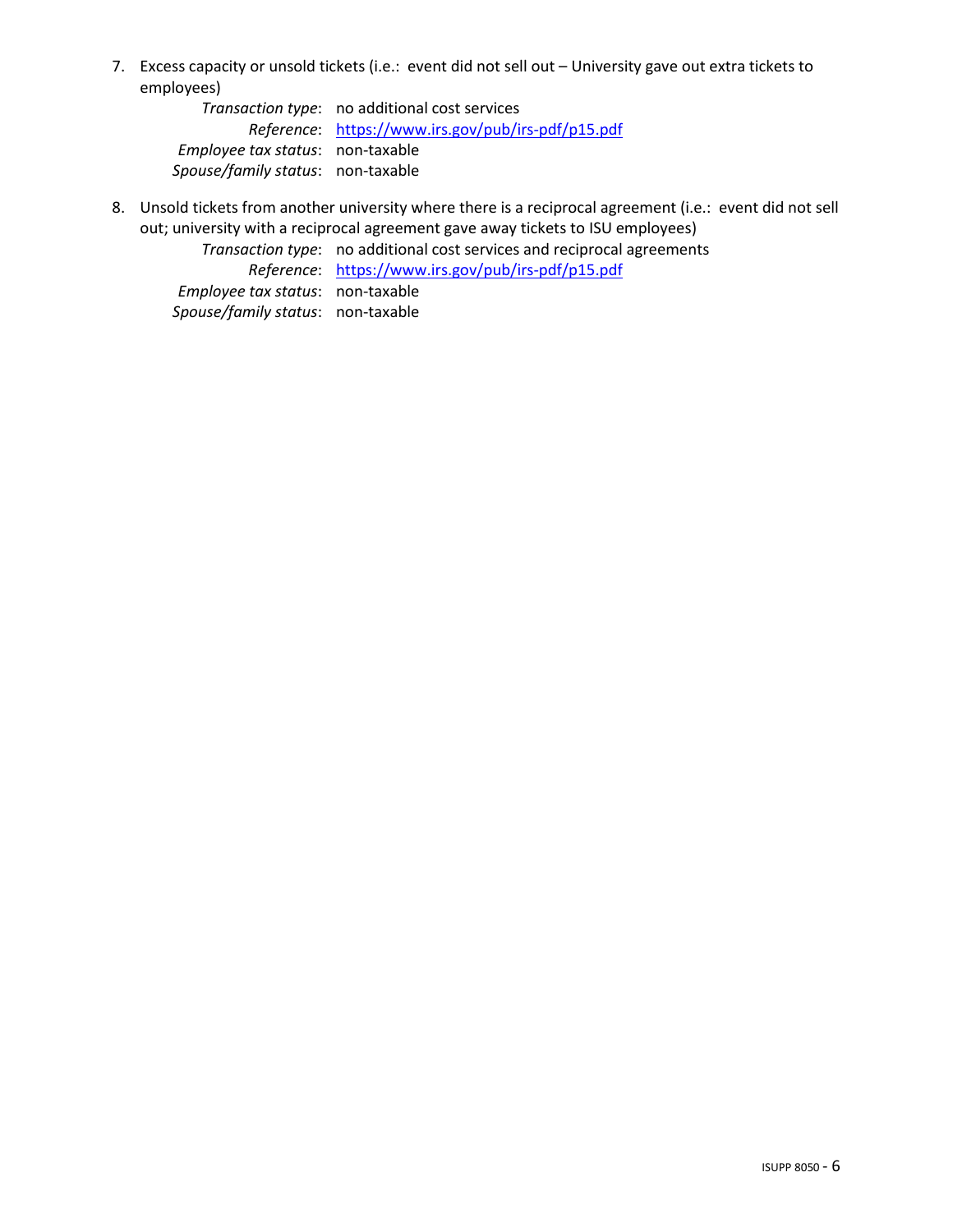7. Excess capacity or unsold tickets (i.e.: event did not sell out – University gave out extra tickets to employees)

   *Transaction type*: no additional cost services
   *Reference*: [https://www.irs.gov/pub/irs-pdf/p15.pdf](https://www.irs.gov/pub/irs-pdf/p15.pdf)
   *Employee tax status*: non-taxable
   *Spouse/family status*: non-taxable

8. Unsold tickets from another university where there is a reciprocal agreement (i.e.: event did not sell out; university with a reciprocal agreement gave away tickets to ISU employees)

   *Transaction type*: no additional cost services and reciprocal agreements
   *Reference*: [https://www.irs.gov/pub/irs-pdf/p15.pdf](https://www.irs.gov/pub/irs-pdf/p15.pdf)
   *Employee tax status*: non-taxable
   *Spouse/family status*: non-taxable